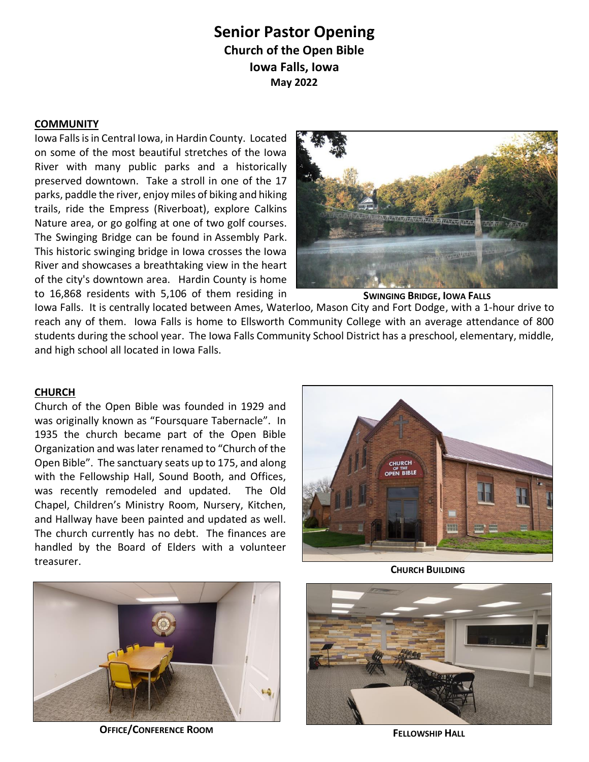# Senior Pastor Opening

## Church of the Open Bible
## Iowa Falls, Iowa
### May 2022

**COMMUNITY**

Iowa Falls is in Central Iowa, in Hardin County. Located on some of the most beautiful stretches of the Iowa River with many public parks and a historically preserved downtown. Take a stroll in one of the 17 parks, paddle the river, enjoy miles of biking and hiking trails, ride the Empress (Riverboat), explore Calkins Nature area, or go golfing at one of two golf courses. The Swinging Bridge can be found in Assembly Park. This historic swinging bridge in Iowa crosses the Iowa River and showcases a breathtaking view in the heart of the city's downtown area. Hardin County is home to 16,868 residents with 5,106 of them residing in Iowa Falls. It is centrally located between Ames, Waterloo, Mason City and Fort Dodge, with a 1-hour drive to reach any of them. Iowa Falls is home to Ellsworth Community College with an average attendance of 800 students during the school year. The Iowa Falls Community School District has a preschool, elementary, middle, and high school all located in Iowa Falls.

**SWINGING BRIDGE, IOWA FALLS**

**CHURCH**

Church of the Open Bible was founded in 1929 and was originally known as "Foursquare Tabernacle". In 1935 the church became part of the Open Bible Organization and was later renamed to "Church of the Open Bible". The sanctuary seats up to 175, and along with the Fellowship Hall, Sound Booth, and Offices, was recently remodeled and updated. The Old Chapel, Children's Ministry Room, Nursery, Kitchen, and Hallway have been painted and updated as well. The church currently has no debt. The finances are handled by the Board of Elders with a volunteer treasurer.

**CHURCH BUILDING**

**OFFICE/CONFERENCE ROOM**

**FELLOWSHIP HALL**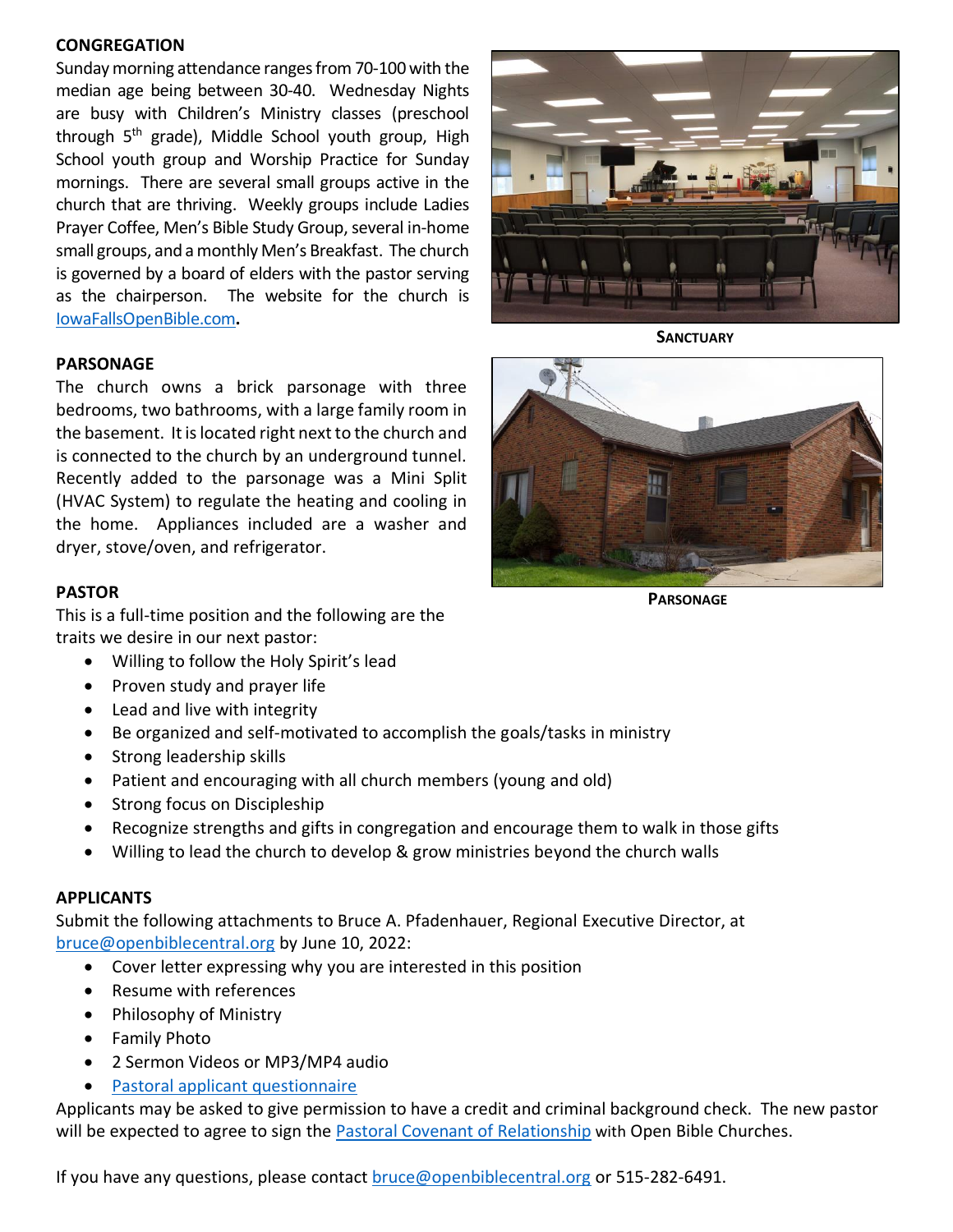## CONGREGATION

Sunday morning attendance ranges from 70-100 with the median age being between 30-40. Wednesday Nights are busy with Children's Ministry classes (preschool through 5th grade), Middle School youth group, High School youth group and Worship Practice for Sunday mornings. There are several small groups active in the church that are thriving. Weekly groups include Ladies Prayer Coffee, Men's Bible Study Group, several in-home small groups, and a monthly Men's Breakfast. The church is governed by a board of elders with the pastor serving as the chairperson. The website for the church is IowaFallsOpenBible.com**.**

SANCTUARY

## PARSONAGE

The church owns a brick parsonage with three bedrooms, two bathrooms, with a large family room in the basement. It is located right next to the church and is connected to the church by an underground tunnel. Recently added to the parsonage was a Mini Split (HVAC System) to regulate the heating and cooling in the home. Appliances included are a washer and dryer, stove/oven, and refrigerator.

PARSONAGE

## PASTOR

This is a full-time position and the following are the traits we desire in our next pastor:

- Willing to follow the Holy Spirit's lead
- Proven study and prayer life
- Lead and live with integrity
- Be organized and self-motivated to accomplish the goals/tasks in ministry
- Strong leadership skills
- Patient and encouraging with all church members (young and old)
- Strong focus on Discipleship
- Recognize strengths and gifts in congregation and encourage them to walk in those gifts
- Willing to lead the church to develop & grow ministries beyond the church walls

## APPLICANTS

Submit the following attachments to Bruce A. Pfadenhauer, Regional Executive Director, at bruce@openbiblecentral.org by June 10, 2022:

- Cover letter expressing why you are interested in this position
- Resume with references
- Philosophy of Ministry
- Family Photo
- 2 Sermon Videos or MP3/MP4 audio
- Pastoral applicant questionnaire

Applicants may be asked to give permission to have a credit and criminal background check. The new pastor will be expected to agree to sign the Pastoral Covenant of Relationship with Open Bible Churches.

If you have any questions, please contact bruce@openbiblecentral.org or 515-282-6491.